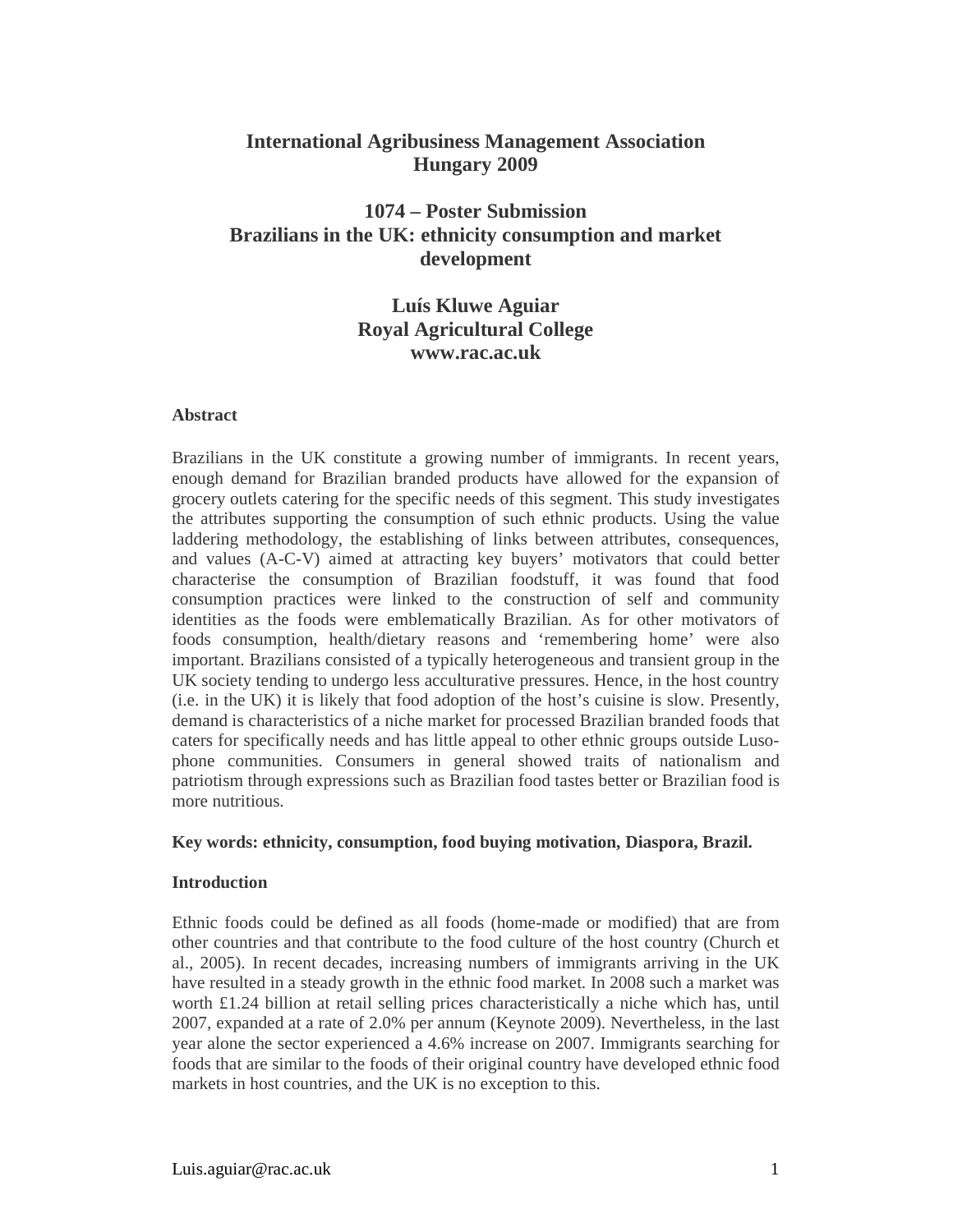# International Agribusiness Management Association
# Hungary 2009

## 1074 – Poster Submission
## Brazilians in the UK: ethnicity consumption and market development

**Luís Kluwe Aguiar**
**Royal Agricultural College**
**www.rac.ac.uk**

### Abstract

Brazilians in the UK constitute a growing number of immigrants. In recent years, enough demand for Brazilian branded products have allowed for the expansion of grocery outlets catering for the specific needs of this segment. This study investigates the attributes supporting the consumption of such ethnic products. Using the value laddering methodology, the establishing of links between attributes, consequences, and values (A-C-V) aimed at attracting key buyers' motivators that could better characterise the consumption of Brazilian foodstuff, it was found that food consumption practices were linked to the construction of self and community identities as the foods were emblematically Brazilian. As for other motivators of foods consumption, health/dietary reasons and 'remembering home' were also important. Brazilians consisted of a typically heterogeneous and transient group in the UK society tending to undergo less acculturative pressures. Hence, in the host country (i.e. in the UK) it is likely that food adoption of the host's cuisine is slow. Presently, demand is characteristics of a niche market for processed Brazilian branded foods that caters for specifically needs and has little appeal to other ethnic groups outside Luso-phone communities. Consumers in general showed traits of nationalism and patriotism through expressions such as Brazilian food tastes better or Brazilian food is more nutritious.

**Key words: ethnicity, consumption, food buying motivation, Diaspora, Brazil.**

### Introduction

Ethnic foods could be defined as all foods (home-made or modified) that are from other countries and that contribute to the food culture of the host country (Church et al., 2005). In recent decades, increasing numbers of immigrants arriving in the UK have resulted in a steady growth in the ethnic food market. In 2008 such a market was worth £1.24 billion at retail selling prices characteristically a niche which has, until 2007, expanded at a rate of 2.0% per annum (Keynote 2009). Nevertheless, in the last year alone the sector experienced a 4.6% increase on 2007. Immigrants searching for foods that are similar to the foods of their original country have developed ethnic food markets in host countries, and the UK is no exception to this.

Luis.aguiar@rac.ac.uk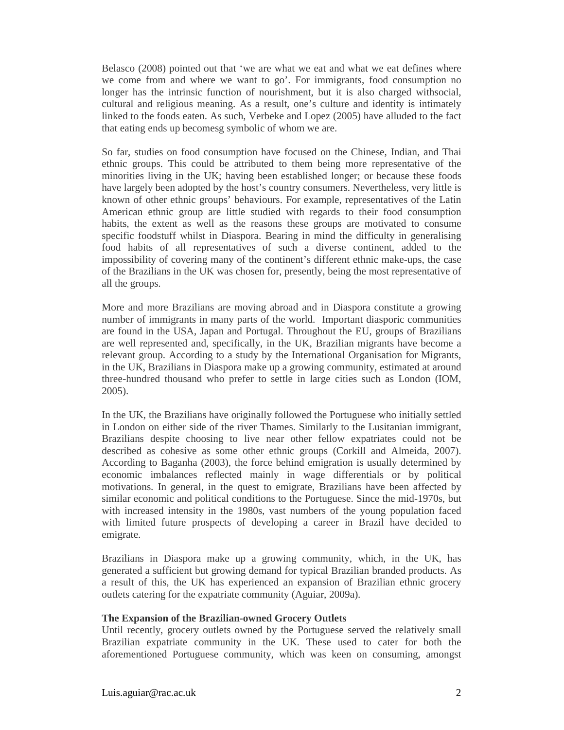Belasco (2008) pointed out that 'we are what we eat and what we eat defines where we come from and where we want to go'. For immigrants, food consumption no longer has the intrinsic function of nourishment, but it is also charged withsocial, cultural and religious meaning. As a result, one's culture and identity is intimately linked to the foods eaten. As such, Verbeke and Lopez (2005) have alluded to the fact that eating ends up becomesg symbolic of whom we are.

So far, studies on food consumption have focused on the Chinese, Indian, and Thai ethnic groups. This could be attributed to them being more representative of the minorities living in the UK; having been established longer; or because these foods have largely been adopted by the host's country consumers. Nevertheless, very little is known of other ethnic groups' behaviours. For example, representatives of the Latin American ethnic group are little studied with regards to their food consumption habits, the extent as well as the reasons these groups are motivated to consume specific foodstuff whilst in Diaspora. Bearing in mind the difficulty in generalising food habits of all representatives of such a diverse continent, added to the impossibility of covering many of the continent's different ethnic make-ups, the case of the Brazilians in the UK was chosen for, presently, being the most representative of all the groups.

More and more Brazilians are moving abroad and in Diaspora constitute a growing number of immigrants in many parts of the world. Important diasporic communities are found in the USA, Japan and Portugal. Throughout the EU, groups of Brazilians are well represented and, specifically, in the UK, Brazilian migrants have become a relevant group. According to a study by the International Organisation for Migrants, in the UK, Brazilians in Diaspora make up a growing community, estimated at around three-hundred thousand who prefer to settle in large cities such as London (IOM, 2005).

In the UK, the Brazilians have originally followed the Portuguese who initially settled in London on either side of the river Thames. Similarly to the Lusitanian immigrant, Brazilians despite choosing to live near other fellow expatriates could not be described as cohesive as some other ethnic groups (Corkill and Almeida, 2007). According to Baganha (2003), the force behind emigration is usually determined by economic imbalances reflected mainly in wage differentials or by political motivations. In general, in the quest to emigrate, Brazilians have been affected by similar economic and political conditions to the Portuguese. Since the mid-1970s, but with increased intensity in the 1980s, vast numbers of the young population faced with limited future prospects of developing a career in Brazil have decided to emigrate.

Brazilians in Diaspora make up a growing community, which, in the UK, has generated a sufficient but growing demand for typical Brazilian branded products. As a result of this, the UK has experienced an expansion of Brazilian ethnic grocery outlets catering for the expatriate community (Aguiar, 2009a).

**The Expansion of the Brazilian-owned Grocery Outlets**

Until recently, grocery outlets owned by the Portuguese served the relatively small Brazilian expatriate community in the UK. These used to cater for both the aforementioned Portuguese community, which was keen on consuming, amongst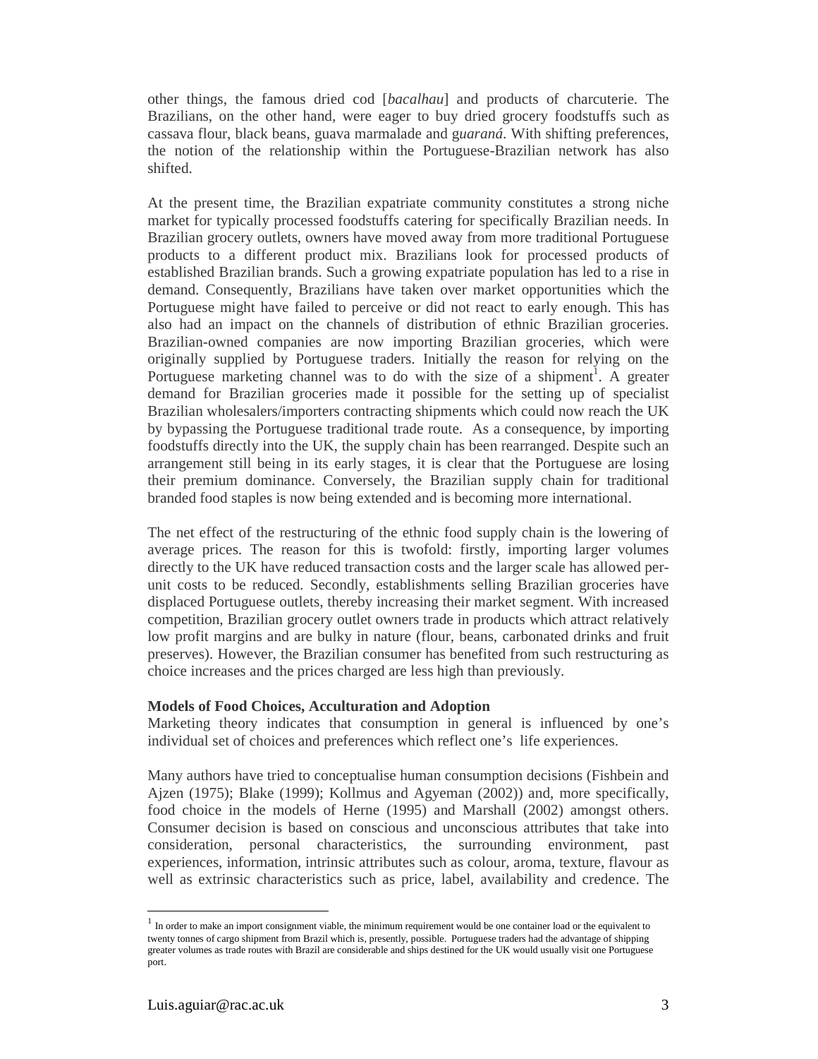other things, the famous dried cod [*bacalhau*] and products of charcuterie. The Brazilians, on the other hand, were eager to buy dried grocery foodstuffs such as cassava flour, black beans, guava marmalade and g*uaraná*. With shifting preferences, the notion of the relationship within the Portuguese-Brazilian network has also shifted.

At the present time, the Brazilian expatriate community constitutes a strong niche market for typically processed foodstuffs catering for specifically Brazilian needs. In Brazilian grocery outlets, owners have moved away from more traditional Portuguese products to a different product mix. Brazilians look for processed products of established Brazilian brands. Such a growing expatriate population has led to a rise in demand. Consequently, Brazilians have taken over market opportunities which the Portuguese might have failed to perceive or did not react to early enough. This has also had an impact on the channels of distribution of ethnic Brazilian groceries. Brazilian-owned companies are now importing Brazilian groceries, which were originally supplied by Portuguese traders. Initially the reason for relying on the Portuguese marketing channel was to do with the size of a shipment[1]. A greater demand for Brazilian groceries made it possible for the setting up of specialist Brazilian wholesalers/importers contracting shipments which could now reach the UK by bypassing the Portuguese traditional trade route. As a consequence, by importing foodstuffs directly into the UK, the supply chain has been rearranged. Despite such an arrangement still being in its early stages, it is clear that the Portuguese are losing their premium dominance. Conversely, the Brazilian supply chain for traditional branded food staples is now being extended and is becoming more international.

The net effect of the restructuring of the ethnic food supply chain is the lowering of average prices. The reason for this is twofold: firstly, importing larger volumes directly to the UK have reduced transaction costs and the larger scale has allowed per-unit costs to be reduced. Secondly, establishments selling Brazilian groceries have displaced Portuguese outlets, thereby increasing their market segment. With increased competition, Brazilian grocery outlet owners trade in products which attract relatively low profit margins and are bulky in nature (flour, beans, carbonated drinks and fruit preserves). However, the Brazilian consumer has benefited from such restructuring as choice increases and the prices charged are less high than previously.

**Models of Food Choices, Acculturation and Adoption**

Marketing theory indicates that consumption in general is influenced by one's individual set of choices and preferences which reflect one's life experiences.

Many authors have tried to conceptualise human consumption decisions (Fishbein and Ajzen (1975); Blake (1999); Kollmus and Agyeman (2002)) and, more specifically, food choice in the models of Herne (1995) and Marshall (2002) amongst others. Consumer decision is based on conscious and unconscious attributes that take into consideration, personal characteristics, the surrounding environment, past experiences, information, intrinsic attributes such as colour, aroma, texture, flavour as well as extrinsic characteristics such as price, label, availability and credence. The

[1] In order to make an import consignment viable, the minimum requirement would be one container load or the equivalent to twenty tonnes of cargo shipment from Brazil which is, presently, possible. Portuguese traders had the advantage of shipping greater volumes as trade routes with Brazil are considerable and ships destined for the UK would usually visit one Portuguese port.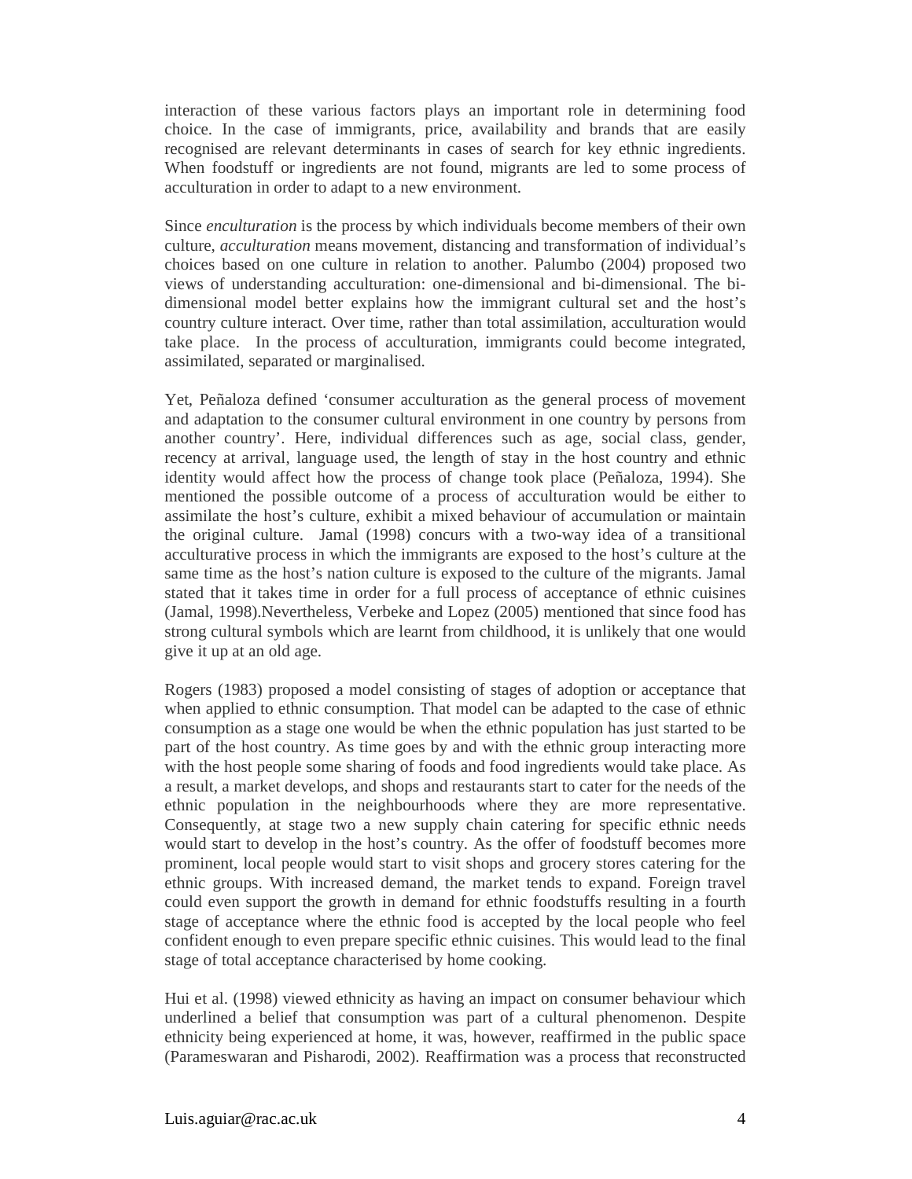interaction of these various factors plays an important role in determining food choice. In the case of immigrants, price, availability and brands that are easily recognised are relevant determinants in cases of search for key ethnic ingredients. When foodstuff or ingredients are not found, migrants are led to some process of acculturation in order to adapt to a new environment.

Since *enculturation* is the process by which individuals become members of their own culture, *acculturation* means movement, distancing and transformation of individual's choices based on one culture in relation to another. Palumbo (2004) proposed two views of understanding acculturation: one-dimensional and bi-dimensional. The bi-dimensional model better explains how the immigrant cultural set and the host's country culture interact. Over time, rather than total assimilation, acculturation would take place. In the process of acculturation, immigrants could become integrated, assimilated, separated or marginalised.

Yet, Peñaloza defined 'consumer acculturation as the general process of movement and adaptation to the consumer cultural environment in one country by persons from another country'. Here, individual differences such as age, social class, gender, recency at arrival, language used, the length of stay in the host country and ethnic identity would affect how the process of change took place (Peñaloza, 1994). She mentioned the possible outcome of a process of acculturation would be either to assimilate the host's culture, exhibit a mixed behaviour of accumulation or maintain the original culture. Jamal (1998) concurs with a two-way idea of a transitional acculturative process in which the immigrants are exposed to the host's culture at the same time as the host's nation culture is exposed to the culture of the migrants. Jamal stated that it takes time in order for a full process of acceptance of ethnic cuisines (Jamal, 1998).Nevertheless, Verbeke and Lopez (2005) mentioned that since food has strong cultural symbols which are learnt from childhood, it is unlikely that one would give it up at an old age.

Rogers (1983) proposed a model consisting of stages of adoption or acceptance that when applied to ethnic consumption. That model can be adapted to the case of ethnic consumption as a stage one would be when the ethnic population has just started to be part of the host country. As time goes by and with the ethnic group interacting more with the host people some sharing of foods and food ingredients would take place. As a result, a market develops, and shops and restaurants start to cater for the needs of the ethnic population in the neighbourhoods where they are more representative. Consequently, at stage two a new supply chain catering for specific ethnic needs would start to develop in the host's country. As the offer of foodstuff becomes more prominent, local people would start to visit shops and grocery stores catering for the ethnic groups. With increased demand, the market tends to expand. Foreign travel could even support the growth in demand for ethnic foodstuffs resulting in a fourth stage of acceptance where the ethnic food is accepted by the local people who feel confident enough to even prepare specific ethnic cuisines. This would lead to the final stage of total acceptance characterised by home cooking.

Hui et al. (1998) viewed ethnicity as having an impact on consumer behaviour which underlined a belief that consumption was part of a cultural phenomenon. Despite ethnicity being experienced at home, it was, however, reaffirmed in the public space (Parameswaran and Pisharodi, 2002). Reaffirmation was a process that reconstructed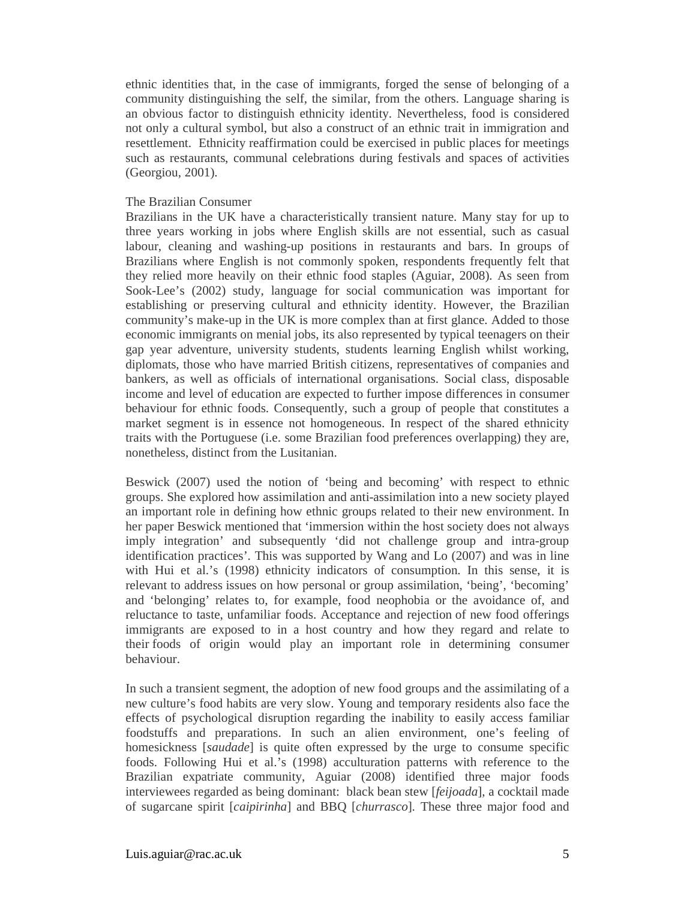ethnic identities that, in the case of immigrants, forged the sense of belonging of a community distinguishing the self, the similar, from the others. Language sharing is an obvious factor to distinguish ethnicity identity. Nevertheless, food is considered not only a cultural symbol, but also a construct of an ethnic trait in immigration and resettlement. Ethnicity reaffirmation could be exercised in public places for meetings such as restaurants, communal celebrations during festivals and spaces of activities (Georgiou, 2001).

## The Brazilian Consumer

Brazilians in the UK have a characteristically transient nature. Many stay for up to three years working in jobs where English skills are not essential, such as casual labour, cleaning and washing-up positions in restaurants and bars. In groups of Brazilians where English is not commonly spoken, respondents frequently felt that they relied more heavily on their ethnic food staples (Aguiar, 2008). As seen from Sook-Lee's (2002) study, language for social communication was important for establishing or preserving cultural and ethnicity identity. However, the Brazilian community's make-up in the UK is more complex than at first glance. Added to those economic immigrants on menial jobs, its also represented by typical teenagers on their gap year adventure, university students, students learning English whilst working, diplomats, those who have married British citizens, representatives of companies and bankers, as well as officials of international organisations. Social class, disposable income and level of education are expected to further impose differences in consumer behaviour for ethnic foods. Consequently, such a group of people that constitutes a market segment is in essence not homogeneous. In respect of the shared ethnicity traits with the Portuguese (i.e. some Brazilian food preferences overlapping) they are, nonetheless, distinct from the Lusitanian.

Beswick (2007) used the notion of 'being and becoming' with respect to ethnic groups. She explored how assimilation and anti-assimilation into a new society played an important role in defining how ethnic groups related to their new environment. In her paper Beswick mentioned that 'immersion within the host society does not always imply integration' and subsequently 'did not challenge group and intra-group identification practices'. This was supported by Wang and Lo (2007) and was in line with Hui et al.'s (1998) ethnicity indicators of consumption. In this sense, it is relevant to address issues on how personal or group assimilation, 'being', 'becoming' and 'belonging' relates to, for example, food neophobia or the avoidance of, and reluctance to taste, unfamiliar foods. Acceptance and rejection of new food offerings immigrants are exposed to in a host country and how they regard and relate to their foods of origin would play an important role in determining consumer behaviour.

In such a transient segment, the adoption of new food groups and the assimilating of a new culture's food habits are very slow. Young and temporary residents also face the effects of psychological disruption regarding the inability to easily access familiar foodstuffs and preparations. In such an alien environment, one's feeling of homesickness [*saudade*] is quite often expressed by the urge to consume specific foods. Following Hui et al.'s (1998) acculturation patterns with reference to the Brazilian expatriate community, Aguiar (2008) identified three major foods interviewees regarded as being dominant: black bean stew [*feijoada*], a cocktail made of sugarcane spirit [*caipirinha*] and BBQ [*churrasco*]. These three major food and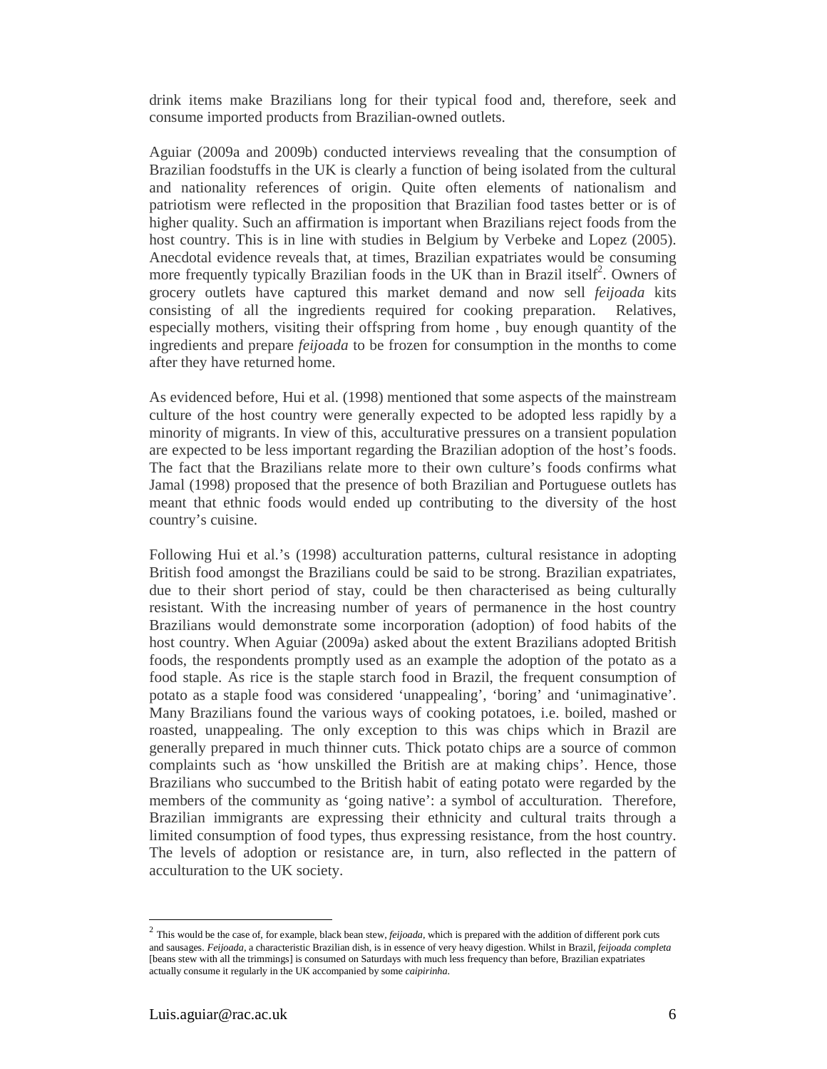drink items make Brazilians long for their typical food and, therefore, seek and consume imported products from Brazilian-owned outlets.

Aguiar (2009a and 2009b) conducted interviews revealing that the consumption of Brazilian foodstuffs in the UK is clearly a function of being isolated from the cultural and nationality references of origin. Quite often elements of nationalism and patriotism were reflected in the proposition that Brazilian food tastes better or is of higher quality. Such an affirmation is important when Brazilians reject foods from the host country. This is in line with studies in Belgium by Verbeke and Lopez (2005). Anecdotal evidence reveals that, at times, Brazilian expatriates would be consuming more frequently typically Brazilian foods in the UK than in Brazil itself[2]. Owners of grocery outlets have captured this market demand and now sell *feijoada* kits consisting of all the ingredients required for cooking preparation. Relatives, especially mothers, visiting their offspring from home , buy enough quantity of the ingredients and prepare *feijoada* to be frozen for consumption in the months to come after they have returned home.

As evidenced before, Hui et al. (1998) mentioned that some aspects of the mainstream culture of the host country were generally expected to be adopted less rapidly by a minority of migrants. In view of this, acculturative pressures on a transient population are expected to be less important regarding the Brazilian adoption of the host's foods. The fact that the Brazilians relate more to their own culture's foods confirms what Jamal (1998) proposed that the presence of both Brazilian and Portuguese outlets has meant that ethnic foods would ended up contributing to the diversity of the host country's cuisine.

Following Hui et al.'s (1998) acculturation patterns, cultural resistance in adopting British food amongst the Brazilians could be said to be strong. Brazilian expatriates, due to their short period of stay, could be then characterised as being culturally resistant. With the increasing number of years of permanence in the host country Brazilians would demonstrate some incorporation (adoption) of food habits of the host country. When Aguiar (2009a) asked about the extent Brazilians adopted British foods, the respondents promptly used as an example the adoption of the potato as a food staple. As rice is the staple starch food in Brazil, the frequent consumption of potato as a staple food was considered 'unappealing', 'boring' and 'unimaginative'. Many Brazilians found the various ways of cooking potatoes, i.e. boiled, mashed or roasted, unappealing. The only exception to this was chips which in Brazil are generally prepared in much thinner cuts. Thick potato chips are a source of common complaints such as 'how unskilled the British are at making chips'. Hence, those Brazilians who succumbed to the British habit of eating potato were regarded by the members of the community as 'going native': a symbol of acculturation. Therefore, Brazilian immigrants are expressing their ethnicity and cultural traits through a limited consumption of food types, thus expressing resistance, from the host country. The levels of adoption or resistance are, in turn, also reflected in the pattern of acculturation to the UK society.

---

[2] This would be the case of, for example, black bean stew, *feijoada*, which is prepared with the addition of different pork cuts and sausages. *Feijoada*, a characteristic Brazilian dish, is in essence of very heavy digestion. Whilst in Brazil, *feijoada completa* [beans stew with all the trimmings] is consumed on Saturdays with much less frequency than before, Brazilian expatriates actually consume it regularly in the UK accompanied by some *caipirinha*.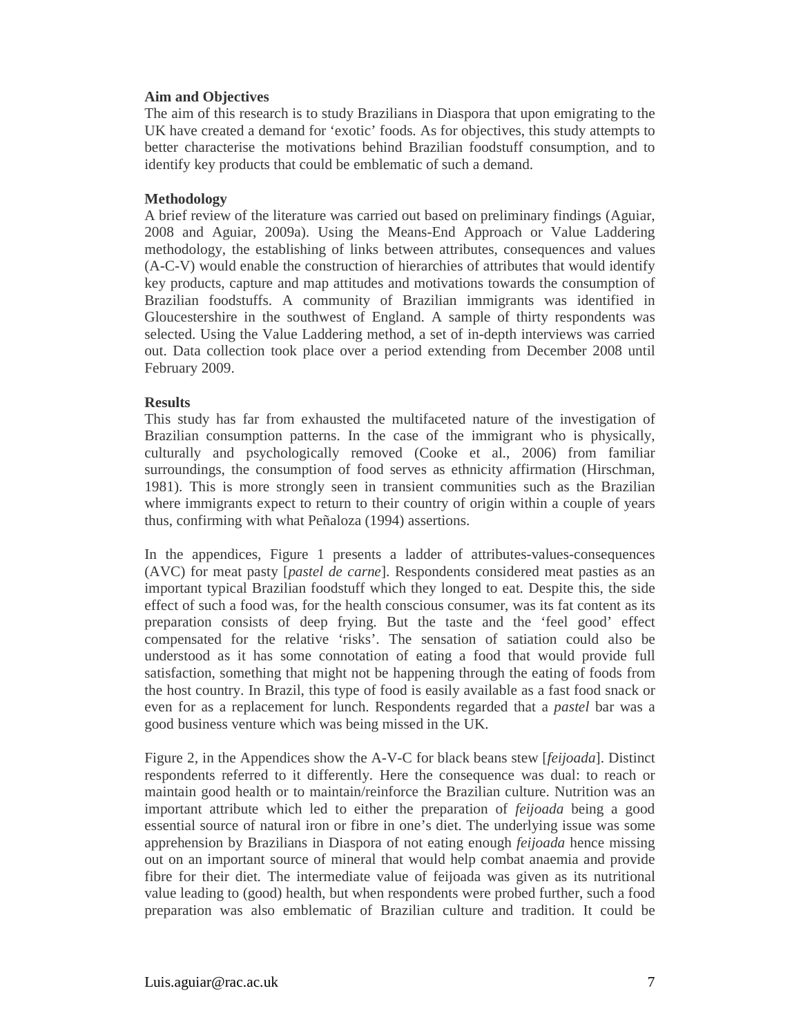**Aim and Objectives**

The aim of this research is to study Brazilians in Diaspora that upon emigrating to the UK have created a demand for 'exotic' foods. As for objectives, this study attempts to better characterise the motivations behind Brazilian foodstuff consumption, and to identify key products that could be emblematic of such a demand.

**Methodology**

A brief review of the literature was carried out based on preliminary findings (Aguiar, 2008 and Aguiar, 2009a). Using the Means-End Approach or Value Laddering methodology, the establishing of links between attributes, consequences and values (A-C-V) would enable the construction of hierarchies of attributes that would identify key products, capture and map attitudes and motivations towards the consumption of Brazilian foodstuffs. A community of Brazilian immigrants was identified in Gloucestershire in the southwest of England. A sample of thirty respondents was selected. Using the Value Laddering method, a set of in-depth interviews was carried out. Data collection took place over a period extending from December 2008 until February 2009.

**Results**

This study has far from exhausted the multifaceted nature of the investigation of Brazilian consumption patterns. In the case of the immigrant who is physically, culturally and psychologically removed (Cooke et al., 2006) from familiar surroundings, the consumption of food serves as ethnicity affirmation (Hirschman, 1981). This is more strongly seen in transient communities such as the Brazilian where immigrants expect to return to their country of origin within a couple of years thus, confirming with what Peñaloza (1994) assertions.

In the appendices, Figure 1 presents a ladder of attributes-values-consequences (AVC) for meat pasty [*pastel de carne*]. Respondents considered meat pasties as an important typical Brazilian foodstuff which they longed to eat. Despite this, the side effect of such a food was, for the health conscious consumer, was its fat content as its preparation consists of deep frying. But the taste and the 'feel good' effect compensated for the relative 'risks'. The sensation of satiation could also be understood as it has some connotation of eating a food that would provide full satisfaction, something that might not be happening through the eating of foods from the host country. In Brazil, this type of food is easily available as a fast food snack or even for as a replacement for lunch. Respondents regarded that a *pastel* bar was a good business venture which was being missed in the UK.

Figure 2, in the Appendices show the A-V-C for black beans stew [*feijoada*]. Distinct respondents referred to it differently. Here the consequence was dual: to reach or maintain good health or to maintain/reinforce the Brazilian culture. Nutrition was an important attribute which led to either the preparation of *feijoada* being a good essential source of natural iron or fibre in one's diet. The underlying issue was some apprehension by Brazilians in Diaspora of not eating enough *feijoada* hence missing out on an important source of mineral that would help combat anaemia and provide fibre for their diet. The intermediate value of feijoada was given as its nutritional value leading to (good) health, but when respondents were probed further, such a food preparation was also emblematic of Brazilian culture and tradition. It could be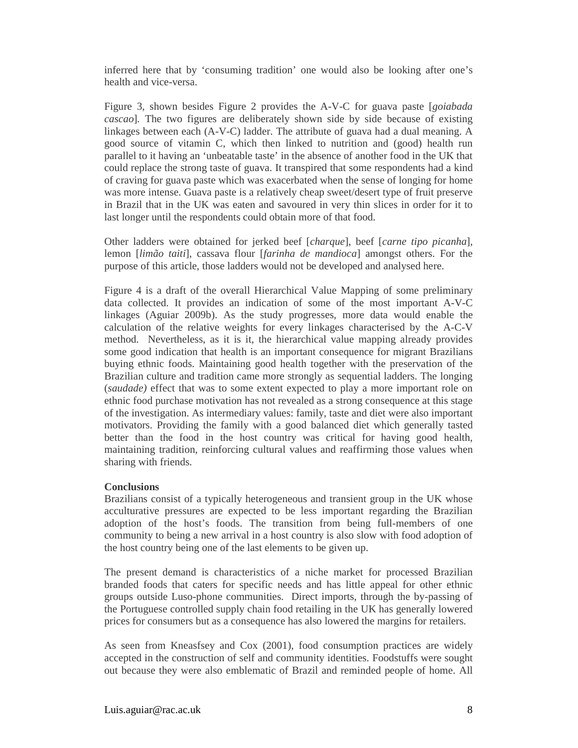inferred here that by 'consuming tradition' one would also be looking after one's health and vice-versa.

Figure 3, shown besides Figure 2 provides the A-V-C for guava paste [*goiabada cascao*]. The two figures are deliberately shown side by side because of existing linkages between each (A-V-C) ladder. The attribute of guava had a dual meaning. A good source of vitamin C, which then linked to nutrition and (good) health run parallel to it having an 'unbeatable taste' in the absence of another food in the UK that could replace the strong taste of guava. It transpired that some respondents had a kind of craving for guava paste which was exacerbated when the sense of longing for home was more intense. Guava paste is a relatively cheap sweet/desert type of fruit preserve in Brazil that in the UK was eaten and savoured in very thin slices in order for it to last longer until the respondents could obtain more of that food.

Other ladders were obtained for jerked beef [*charque*], beef [*carne tipo picanha*], lemon [*limão taiti*], cassava flour [*farinha de mandioca*] amongst others. For the purpose of this article, those ladders would not be developed and analysed here.

Figure 4 is a draft of the overall Hierarchical Value Mapping of some preliminary data collected. It provides an indication of some of the most important A-V-C linkages (Aguiar 2009b). As the study progresses, more data would enable the calculation of the relative weights for every linkages characterised by the A-C-V method. Nevertheless, as it is it, the hierarchical value mapping already provides some good indication that health is an important consequence for migrant Brazilians buying ethnic foods. Maintaining good health together with the preservation of the Brazilian culture and tradition came more strongly as sequential ladders. The longing (*saudade)* effect that was to some extent expected to play a more important role on ethnic food purchase motivation has not revealed as a strong consequence at this stage of the investigation. As intermediary values: family, taste and diet were also important motivators. Providing the family with a good balanced diet which generally tasted better than the food in the host country was critical for having good health, maintaining tradition, reinforcing cultural values and reaffirming those values when sharing with friends.

**Conclusions**

Brazilians consist of a typically heterogeneous and transient group in the UK whose acculturative pressures are expected to be less important regarding the Brazilian adoption of the host's foods. The transition from being full-members of one community to being a new arrival in a host country is also slow with food adoption of the host country being one of the last elements to be given up.

The present demand is characteristics of a niche market for processed Brazilian branded foods that caters for specific needs and has little appeal for other ethnic groups outside Luso-phone communities. Direct imports, through the by-passing of the Portuguese controlled supply chain food retailing in the UK has generally lowered prices for consumers but as a consequence has also lowered the margins for retailers.

As seen from Kneafsey and Cox (2001), food consumption practices are widely accepted in the construction of self and community identities. Foodstuffs were sought out because they were also emblematic of Brazil and reminded people of home. All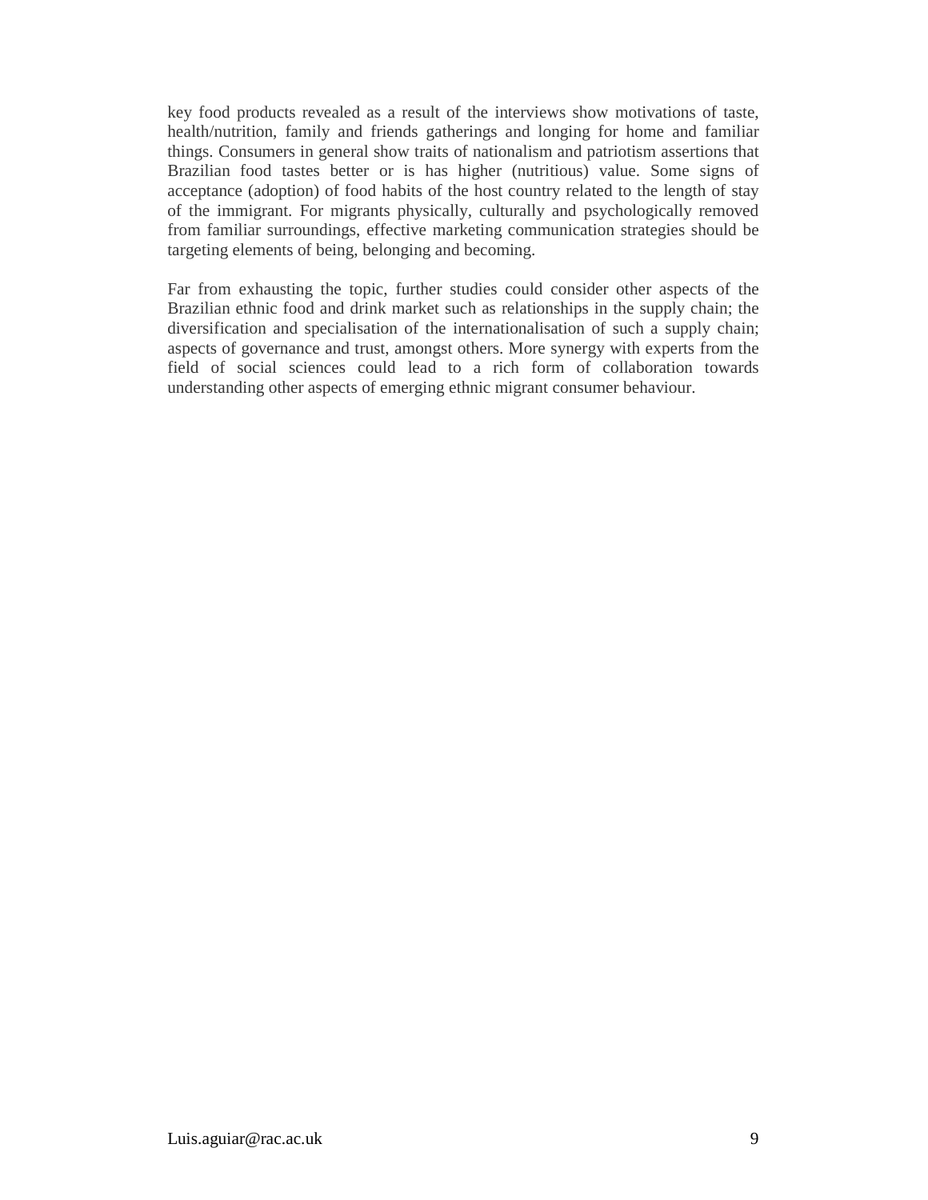key food products revealed as a result of the interviews show motivations of taste, health/nutrition, family and friends gatherings and longing for home and familiar things. Consumers in general show traits of nationalism and patriotism assertions that Brazilian food tastes better or is has higher (nutritious) value. Some signs of acceptance (adoption) of food habits of the host country related to the length of stay of the immigrant. For migrants physically, culturally and psychologically removed from familiar surroundings, effective marketing communication strategies should be targeting elements of being, belonging and becoming.

Far from exhausting the topic, further studies could consider other aspects of the Brazilian ethnic food and drink market such as relationships in the supply chain; the diversification and specialisation of the internationalisation of such a supply chain; aspects of governance and trust, amongst others. More synergy with experts from the field of social sciences could lead to a rich form of collaboration towards understanding other aspects of emerging ethnic migrant consumer behaviour.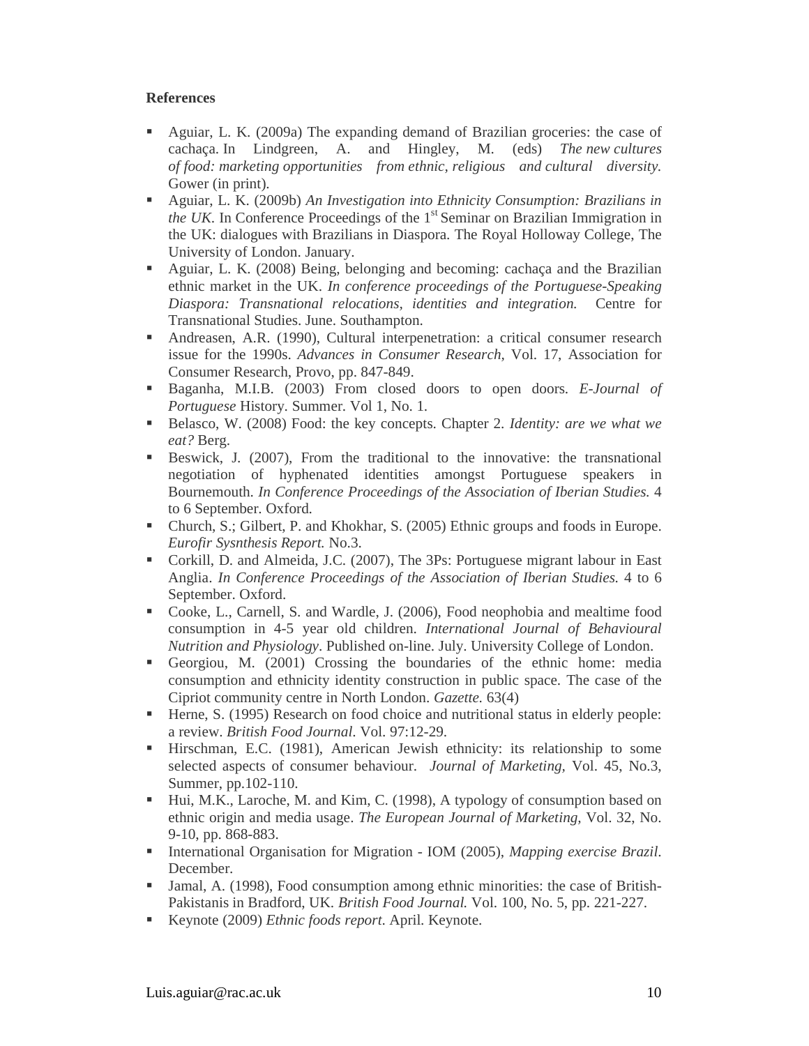**References**

- Aguiar, L. K. (2009a) The expanding demand of Brazilian groceries: the case of cachaça. In Lindgreen, A. and Hingley, M. (eds) *The new cultures of food: marketing opportunities from ethnic, religious and cultural diversity.* Gower (in print).
- Aguiar, L. K. (2009b) *An Investigation into Ethnicity Consumption: Brazilians in the UK.* In Conference Proceedings of the 1st Seminar on Brazilian Immigration in the UK: dialogues with Brazilians in Diaspora. The Royal Holloway College, The University of London. January.
- Aguiar, L. K. (2008) Being, belonging and becoming: cachaça and the Brazilian ethnic market in the UK. *In conference proceedings of the Portuguese-Speaking Diaspora: Transnational relocations, identities and integration.* Centre for Transnational Studies. June. Southampton.
- Andreasen, A.R. (1990), Cultural interpenetration: a critical consumer research issue for the 1990s. *Advances in Consumer Research,* Vol. 17, Association for Consumer Research, Provo, pp. 847-849.
- Baganha, M.I.B. (2003) From closed doors to open doors. *E-Journal of Portuguese* History. Summer. Vol 1, No. 1.
- Belasco, W. (2008) Food: the key concepts. Chapter 2. *Identity: are we what we eat?* Berg.
- Beswick, J. (2007), From the traditional to the innovative: the transnational negotiation of hyphenated identities amongst Portuguese speakers in Bournemouth. *In Conference Proceedings of the Association of Iberian Studies.* 4 to 6 September. Oxford.
- Church, S.; Gilbert, P. and Khokhar, S. (2005) Ethnic groups and foods in Europe. *Eurofir Sysnthesis Report.* No.3.
- Corkill, D. and Almeida, J.C. (2007), The 3Ps: Portuguese migrant labour in East Anglia. *In Conference Proceedings of the Association of Iberian Studies.* 4 to 6 September. Oxford.
- Cooke, L., Carnell, S. and Wardle, J. (2006), Food neophobia and mealtime food consumption in 4-5 year old children. *International Journal of Behavioural Nutrition and Physiology*. Published on-line. July. University College of London.
- Georgiou, M. (2001) Crossing the boundaries of the ethnic home: media consumption and ethnicity identity construction in public space. The case of the Cipriot community centre in North London. *Gazette.* 63(4)
- Herne, S. (1995) Research on food choice and nutritional status in elderly people: a review. *British Food Journal*. Vol. 97:12-29.
- Hirschman, E.C. (1981), American Jewish ethnicity: its relationship to some selected aspects of consumer behaviour. *Journal of Marketing,* Vol. 45, No.3, Summer, pp.102-110.
- Hui, M.K., Laroche, M. and Kim, C. (1998), A typology of consumption based on ethnic origin and media usage. *The European Journal of Marketing,* Vol. 32, No. 9-10, pp. 868-883.
- International Organisation for Migration - IOM (2005), *Mapping exercise Brazil*. December.
- Jamal, A. (1998), Food consumption among ethnic minorities: the case of British-Pakistanis in Bradford, UK. *British Food Journal.* Vol. 100, No. 5, pp. 221-227.
- Keynote (2009) *Ethnic foods report*. April. Keynote.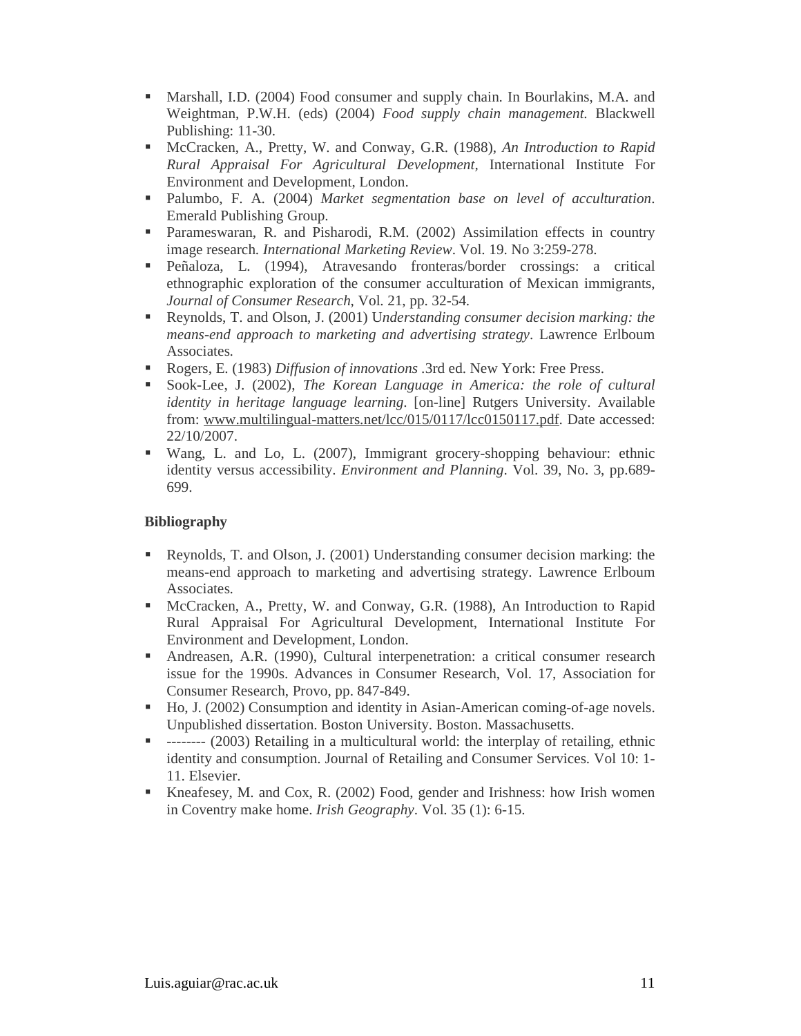- Marshall, I.D. (2004) Food consumer and supply chain. In Bourlakins, M.A. and Weightman, P.W.H. (eds) (2004) *Food supply chain management.* Blackwell Publishing: 11-30.
- McCracken, A., Pretty, W. and Conway, G.R. (1988), *An Introduction to Rapid Rural Appraisal For Agricultural Development,* International Institute For Environment and Development, London.
- Palumbo, F. A. (2004) *Market segmentation base on level of acculturation*. Emerald Publishing Group.
- Parameswaran, R. and Pisharodi, R.M. (2002) Assimilation effects in country image research. *International Marketing Review*. Vol. 19. No 3:259-278.
- Peñaloza, L. (1994), Atravesando fronteras/border crossings: a critical ethnographic exploration of the consumer acculturation of Mexican immigrants, *Journal of Consumer Research*, Vol. 21, pp. 32-54.
- Reynolds, T. and Olson, J. (2001) U*nderstanding consumer decision marking: the means-end approach to marketing and advertising strategy*. Lawrence Erlboum Associates.
- Rogers, E. (1983) *Diffusion of innovations* .3rd ed. New York: Free Press.
- Sook-Lee, J. (2002), *The Korean Language in America: the role of cultural identity in heritage language learning*. [on-line] Rutgers University. Available from: www.multilingual-matters.net/lcc/015/0117/lcc0150117.pdf. Date accessed: 22/10/2007.
- Wang, L. and Lo, L. (2007), Immigrant grocery-shopping behaviour: ethnic identity versus accessibility. *Environment and Planning*. Vol. 39, No. 3, pp.689-699.

**Bibliography**

- Reynolds, T. and Olson, J. (2001) Understanding consumer decision marking: the means-end approach to marketing and advertising strategy. Lawrence Erlboum Associates.
- McCracken, A., Pretty, W. and Conway, G.R. (1988), An Introduction to Rapid Rural Appraisal For Agricultural Development, International Institute For Environment and Development, London.
- Andreasen, A.R. (1990), Cultural interpenetration: a critical consumer research issue for the 1990s. Advances in Consumer Research, Vol. 17, Association for Consumer Research, Provo, pp. 847-849.
- Ho, J. (2002) Consumption and identity in Asian-American coming-of-age novels. Unpublished dissertation. Boston University. Boston. Massachusetts.
- -------- (2003) Retailing in a multicultural world: the interplay of retailing, ethnic identity and consumption. Journal of Retailing and Consumer Services. Vol 10: 1-11. Elsevier.
- Kneafesey, M. and Cox, R. (2002) Food, gender and Irishness: how Irish women in Coventry make home. *Irish Geography*. Vol. 35 (1): 6-15.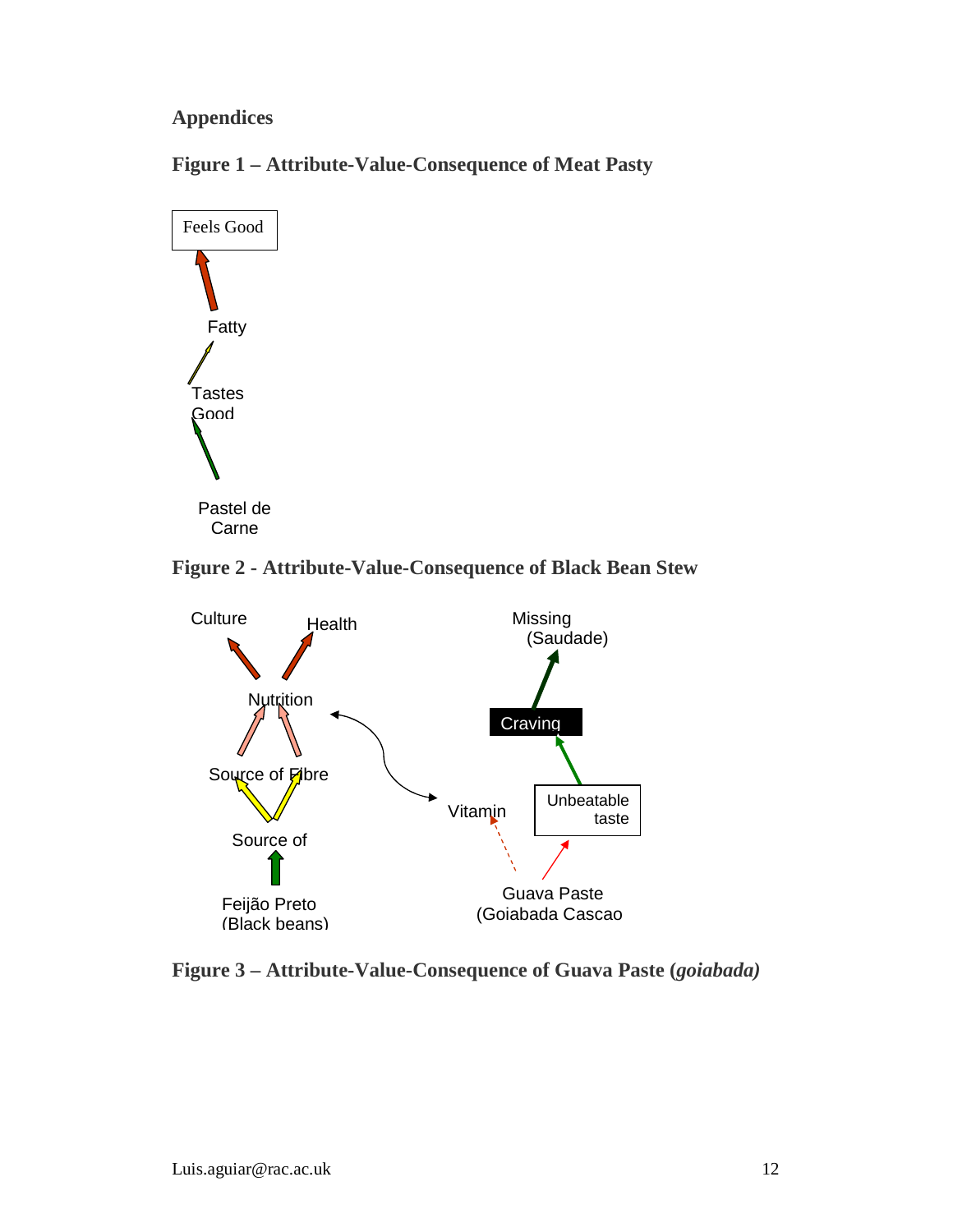## Appendices

### Figure 1 – Attribute-Value-Consequence of Meat Pasty

Feels Good

Fatty

Tastes Good

Pastel de Carne

### Figure 2 - Attribute-Value-Consequence of Black Bean Stew

Culture

Health

Missing (Saudade)

Nutrition

Craving

Source of Fibre

Vitamin

Unbeatable taste

Source of

Feijão Preto (Black beans)

Guava Paste (Goiabada Cascao

### Figure 3 – Attribute-Value-Consequence of Guava Paste (*goiabada)*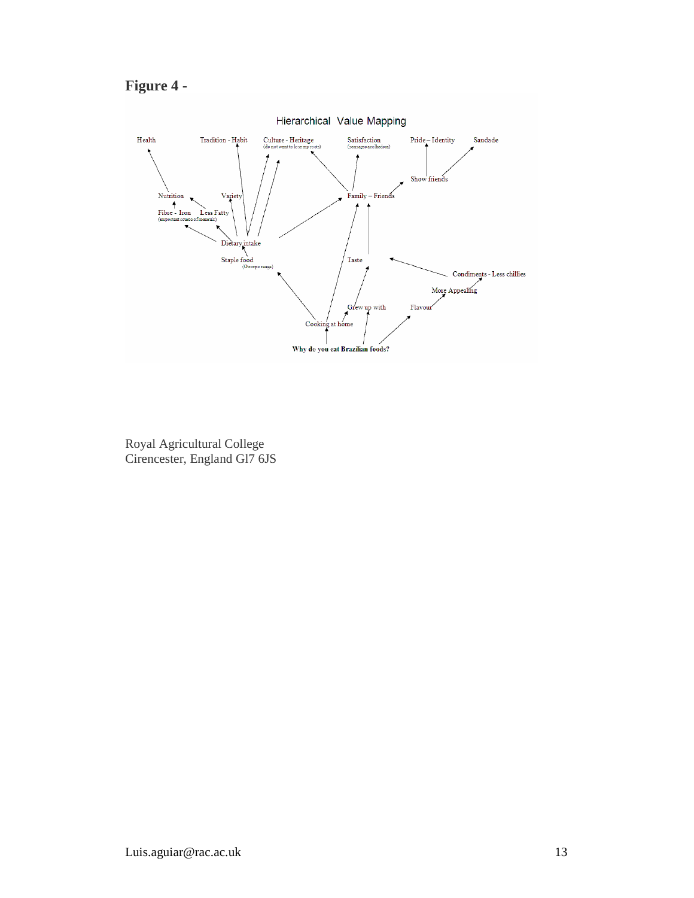**Figure 4 -**

Hierarchical Value Mapping

Health

Tradition - Habit

Culture - Heritage
(do not want to lose my roots)

Satisfaction
(sensaçao acolhedora)

Pride – Identity

Saudade

Show friends

Nutrition

Variety

Family – Friends

Fibre - Iron
(important source of minerals)

Less Fatty

Dietary intake

Staple food
(O corpo reage)

Taste

Condiments - Less chillies

More Appealing

Grew up with

Flavour

Cooking at home

**Why do you eat Brazilian foods?**

Royal Agricultural College
Cirencester, England Gl7 6JS

Luis.aguiar@rac.ac.uk